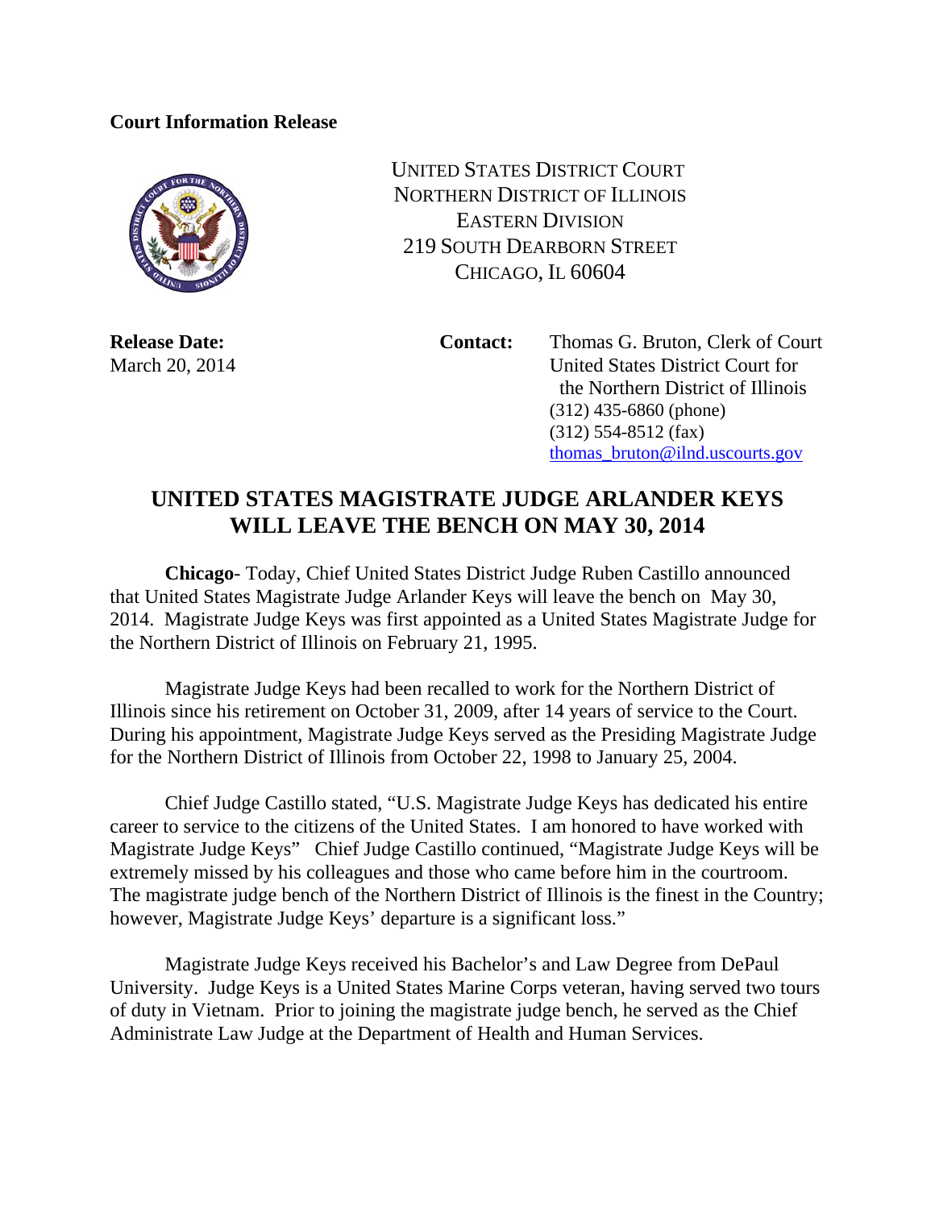**Court Information Release**

UNITED STATES DISTRICT COURT
NORTHERN DISTRICT OF ILLINOIS
EASTERN DIVISION
219 SOUTH DEARBORN STREET
CHICAGO, IL 60604

**Release Date:**
March 20, 2014

**Contact:** Thomas G. Bruton, Clerk of Court
United States District Court for the Northern District of Illinois
(312) 435-6860 (phone)
(312) 554-8512 (fax)
thomas_bruton@ilnd.uscourts.gov

# UNITED STATES MAGISTRATE JUDGE ARLANDER KEYS WILL LEAVE THE BENCH ON MAY 30, 2014

**Chicago-** Today, Chief United States District Judge Ruben Castillo announced that United States Magistrate Judge Arlander Keys will leave the bench on May 30, 2014. Magistrate Judge Keys was first appointed as a United States Magistrate Judge for the Northern District of Illinois on February 21, 1995.

Magistrate Judge Keys had been recalled to work for the Northern District of Illinois since his retirement on October 31, 2009, after 14 years of service to the Court. During his appointment, Magistrate Judge Keys served as the Presiding Magistrate Judge for the Northern District of Illinois from October 22, 1998 to January 25, 2004.

Chief Judge Castillo stated, "U.S. Magistrate Judge Keys has dedicated his entire career to service to the citizens of the United States. I am honored to have worked with Magistrate Judge Keys" Chief Judge Castillo continued, "Magistrate Judge Keys will be extremely missed by his colleagues and those who came before him in the courtroom. The magistrate judge bench of the Northern District of Illinois is the finest in the Country; however, Magistrate Judge Keys' departure is a significant loss."

Magistrate Judge Keys received his Bachelor's and Law Degree from DePaul University. Judge Keys is a United States Marine Corps veteran, having served two tours of duty in Vietnam. Prior to joining the magistrate judge bench, he served as the Chief Administrate Law Judge at the Department of Health and Human Services.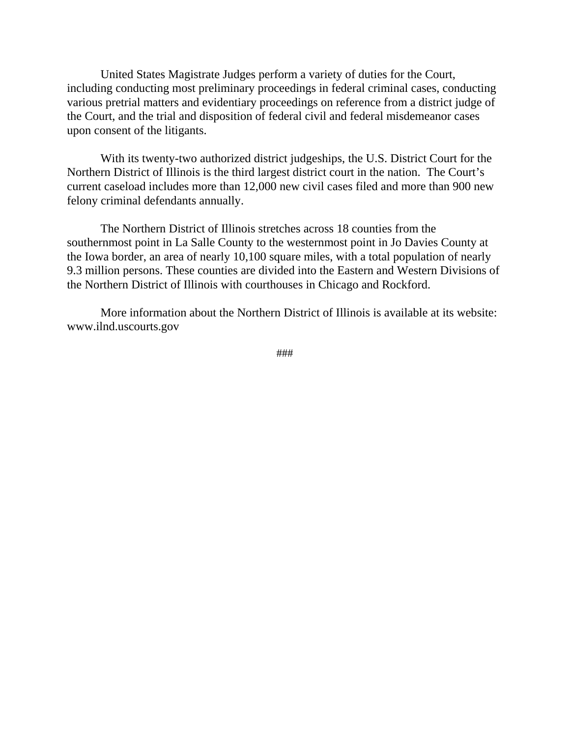United States Magistrate Judges perform a variety of duties for the Court, including conducting most preliminary proceedings in federal criminal cases, conducting various pretrial matters and evidentiary proceedings on reference from a district judge of the Court, and the trial and disposition of federal civil and federal misdemeanor cases upon consent of the litigants.

With its twenty-two authorized district judgeships, the U.S. District Court for the Northern District of Illinois is the third largest district court in the nation. The Court's current caseload includes more than 12,000 new civil cases filed and more than 900 new felony criminal defendants annually.

The Northern District of Illinois stretches across 18 counties from the southernmost point in La Salle County to the westernmost point in Jo Davies County at the Iowa border, an area of nearly 10,100 square miles, with a total population of nearly 9.3 million persons. These counties are divided into the Eastern and Western Divisions of the Northern District of Illinois with courthouses in Chicago and Rockford.

More information about the Northern District of Illinois is available at its website: www.ilnd.uscourts.gov

###